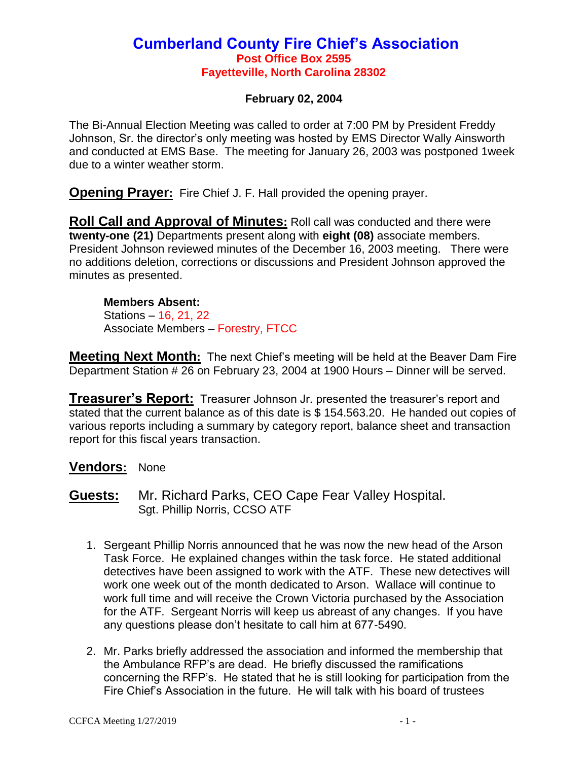# Cumberland County Fire Chief's Association

**Post Office Box 2595**
**Fayetteville, North Carolina 28302**

**February 02, 2004**

The Bi-Annual Election Meeting was called to order at 7:00 PM by President Freddy Johnson, Sr. the director's only meeting was hosted by EMS Director Wally Ainsworth and conducted at EMS Base. The meeting for January 26, 2003 was postponed 1week due to a winter weather storm.

**Opening Prayer:** Fire Chief J. F. Hall provided the opening prayer.

**Roll Call and Approval of Minutes:** Roll call was conducted and there were **twenty-one (21)** Departments present along with **eight (08)** associate members. President Johnson reviewed minutes of the December 16, 2003 meeting. There were no additions deletion, corrections or discussions and President Johnson approved the minutes as presented.

**Members Absent:**
Stations – 16, 21, 22
Associate Members – Forestry, FTCC

**Meeting Next Month:** The next Chief's meeting will be held at the Beaver Dam Fire Department Station # 26 on February 23, 2004 at 1900 Hours – Dinner will be served.

**Treasurer's Report:** Treasurer Johnson Jr. presented the treasurer's report and stated that the current balance as of this date is $ 154.563.20. He handed out copies of various reports including a summary by category report, balance sheet and transaction report for this fiscal years transaction.

**Vendors:** None

**Guests:** Mr. Richard Parks, CEO Cape Fear Valley Hospital.
Sgt. Phillip Norris, CCSO ATF

1. Sergeant Phillip Norris announced that he was now the new head of the Arson Task Force. He explained changes within the task force. He stated additional detectives have been assigned to work with the ATF. These new detectives will work one week out of the month dedicated to Arson. Wallace will continue to work full time and will receive the Crown Victoria purchased by the Association for the ATF. Sergeant Norris will keep us abreast of any changes. If you have any questions please don't hesitate to call him at 677-5490.

2. Mr. Parks briefly addressed the association and informed the membership that the Ambulance RFP's are dead. He briefly discussed the ramifications concerning the RFP's. He stated that he is still looking for participation from the Fire Chief's Association in the future. He will talk with his board of trustees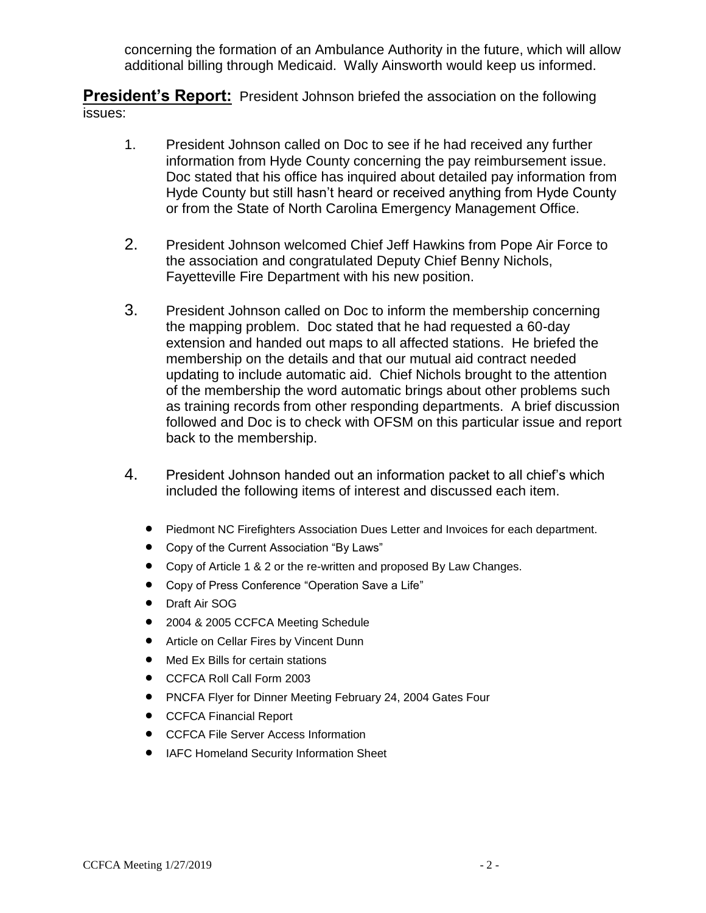concerning the formation of an Ambulance Authority in the future, which will allow additional billing through Medicaid. Wally Ainsworth would keep us informed.

**President's Report:** President Johnson briefed the association on the following issues:

1. President Johnson called on Doc to see if he had received any further information from Hyde County concerning the pay reimbursement issue. Doc stated that his office has inquired about detailed pay information from Hyde County but still hasn't heard or received anything from Hyde County or from the State of North Carolina Emergency Management Office.

2. President Johnson welcomed Chief Jeff Hawkins from Pope Air Force to the association and congratulated Deputy Chief Benny Nichols, Fayetteville Fire Department with his new position.

3. President Johnson called on Doc to inform the membership concerning the mapping problem. Doc stated that he had requested a 60-day extension and handed out maps to all affected stations. He briefed the membership on the details and that our mutual aid contract needed updating to include automatic aid. Chief Nichols brought to the attention of the membership the word automatic brings about other problems such as training records from other responding departments. A brief discussion followed and Doc is to check with OFSM on this particular issue and report back to the membership.

4. President Johnson handed out an information packet to all chief's which included the following items of interest and discussed each item.

   - Piedmont NC Firefighters Association Dues Letter and Invoices for each department.
   - Copy of the Current Association "By Laws"
   - Copy of Article 1 & 2 or the re-written and proposed By Law Changes.
   - Copy of Press Conference "Operation Save a Life"
   - Draft Air SOG
   - 2004 & 2005 CCFCA Meeting Schedule
   - Article on Cellar Fires by Vincent Dunn
   - Med Ex Bills for certain stations
   - CCFCA Roll Call Form 2003
   - PNCFA Flyer for Dinner Meeting February 24, 2004 Gates Four
   - CCFCA Financial Report
   - CCFCA File Server Access Information
   - IAFC Homeland Security Information Sheet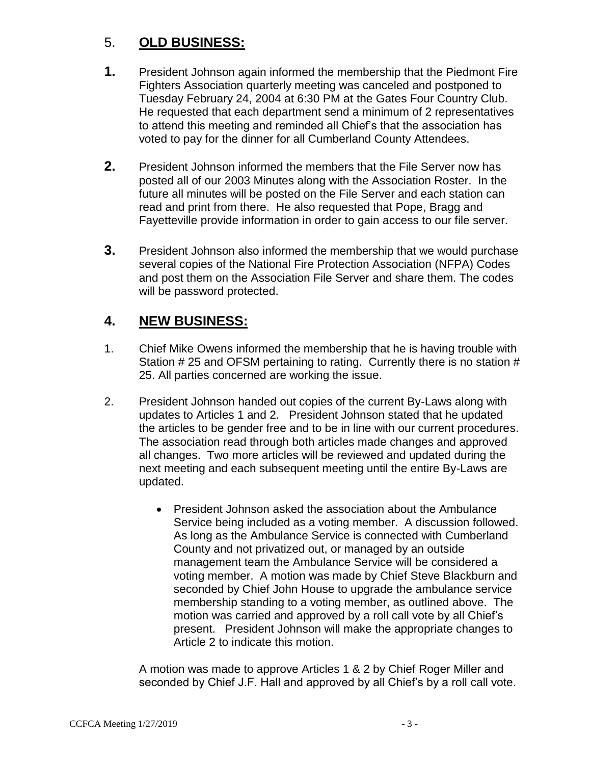## 5. **OLD BUSINESS:**

**1.** President Johnson again informed the membership that the Piedmont Fire Fighters Association quarterly meeting was canceled and postponed to Tuesday February 24, 2004 at 6:30 PM at the Gates Four Country Club. He requested that each department send a minimum of 2 representatives to attend this meeting and reminded all Chief's that the association has voted to pay for the dinner for all Cumberland County Attendees.

**2.** President Johnson informed the members that the File Server now has posted all of our 2003 Minutes along with the Association Roster. In the future all minutes will be posted on the File Server and each station can read and print from there. He also requested that Pope, Bragg and Fayetteville provide information in order to gain access to our file server.

**3.** President Johnson also informed the membership that we would purchase several copies of the National Fire Protection Association (NFPA) Codes and post them on the Association File Server and share them. The codes will be password protected.

## 4. **NEW BUSINESS:**

1. Chief Mike Owens informed the membership that he is having trouble with Station # 25 and OFSM pertaining to rating. Currently there is no station # 25. All parties concerned are working the issue.

2. President Johnson handed out copies of the current By-Laws along with updates to Articles 1 and 2. President Johnson stated that he updated the articles to be gender free and to be in line with our current procedures. The association read through both articles made changes and approved all changes. Two more articles will be reviewed and updated during the next meeting and each subsequent meeting until the entire By-Laws are updated.

   - President Johnson asked the association about the Ambulance Service being included as a voting member. A discussion followed. As long as the Ambulance Service is connected with Cumberland County and not privatized out, or managed by an outside management team the Ambulance Service will be considered a voting member. A motion was made by Chief Steve Blackburn and seconded by Chief John House to upgrade the ambulance service membership standing to a voting member, as outlined above. The motion was carried and approved by a roll call vote by all Chief's present. President Johnson will make the appropriate changes to Article 2 to indicate this motion.

   A motion was made to approve Articles 1 & 2 by Chief Roger Miller and seconded by Chief J.F. Hall and approved by all Chief's by a roll call vote.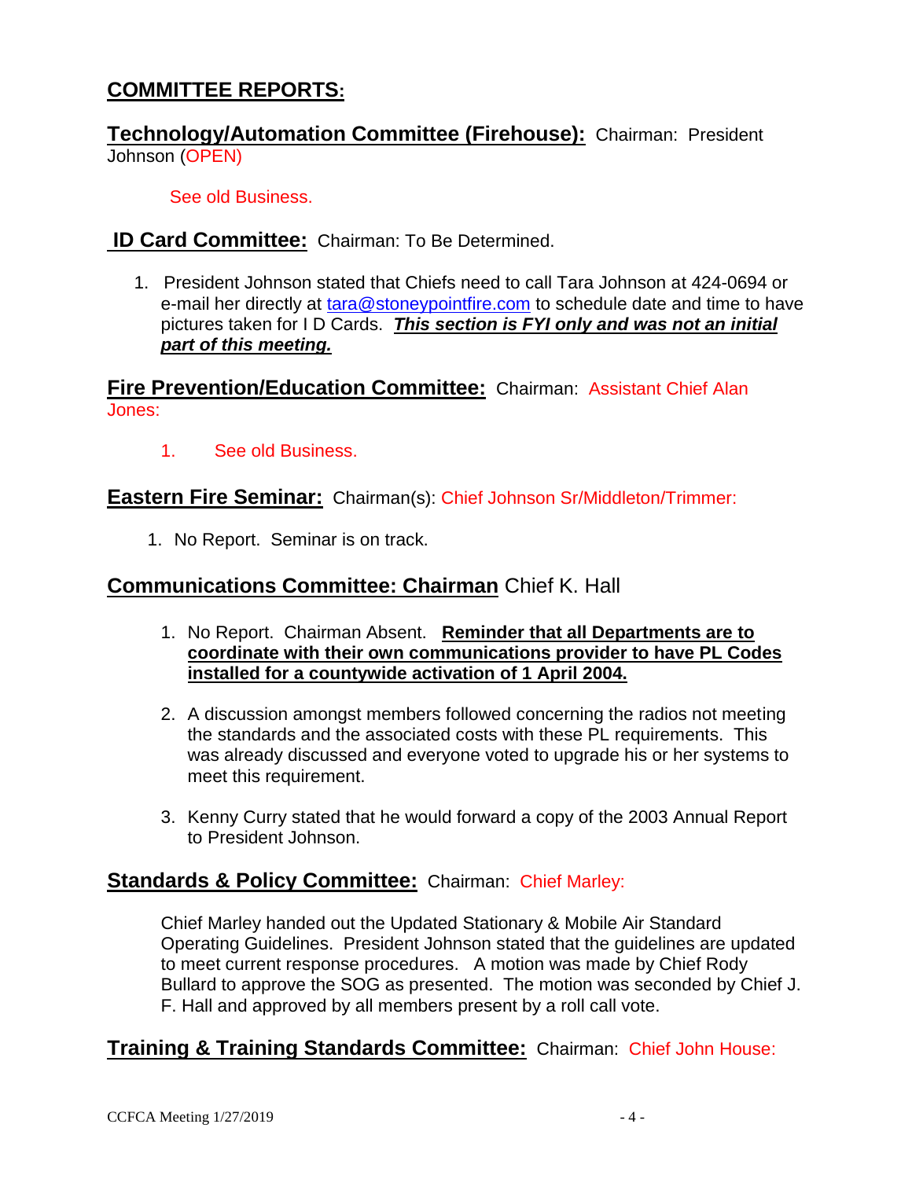## COMMITTEE REPORTS:

**Technology/Automation Committee (Firehouse):** Chairman: President Johnson (OPEN)

See old Business.

**ID Card Committee:** Chairman: To Be Determined.

1. President Johnson stated that Chiefs need to call Tara Johnson at 424-0694 or e-mail her directly at tara@stoneypointfire.com to schedule date and time to have pictures taken for I D Cards. ***This section is FYI only and was not an initial part of this meeting.***

**Fire Prevention/Education Committee:** Chairman: Assistant Chief Alan Jones:

1. See old Business.

**Eastern Fire Seminar:** Chairman(s): Chief Johnson Sr/Middleton/Trimmer:

1. No Report. Seminar is on track.

**Communications Committee: Chairman** Chief K. Hall

1. No Report. Chairman Absent. **Reminder that all Departments are to coordinate with their own communications provider to have PL Codes installed for a countywide activation of 1 April 2004.**

2. A discussion amongst members followed concerning the radios not meeting the standards and the associated costs with these PL requirements. This was already discussed and everyone voted to upgrade his or her systems to meet this requirement.

3. Kenny Curry stated that he would forward a copy of the 2003 Annual Report to President Johnson.

**Standards & Policy Committee:** Chairman: Chief Marley:

Chief Marley handed out the Updated Stationary & Mobile Air Standard Operating Guidelines. President Johnson stated that the guidelines are updated to meet current response procedures. A motion was made by Chief Rody Bullard to approve the SOG as presented. The motion was seconded by Chief J. F. Hall and approved by all members present by a roll call vote.

**Training & Training Standards Committee:** Chairman: Chief John House: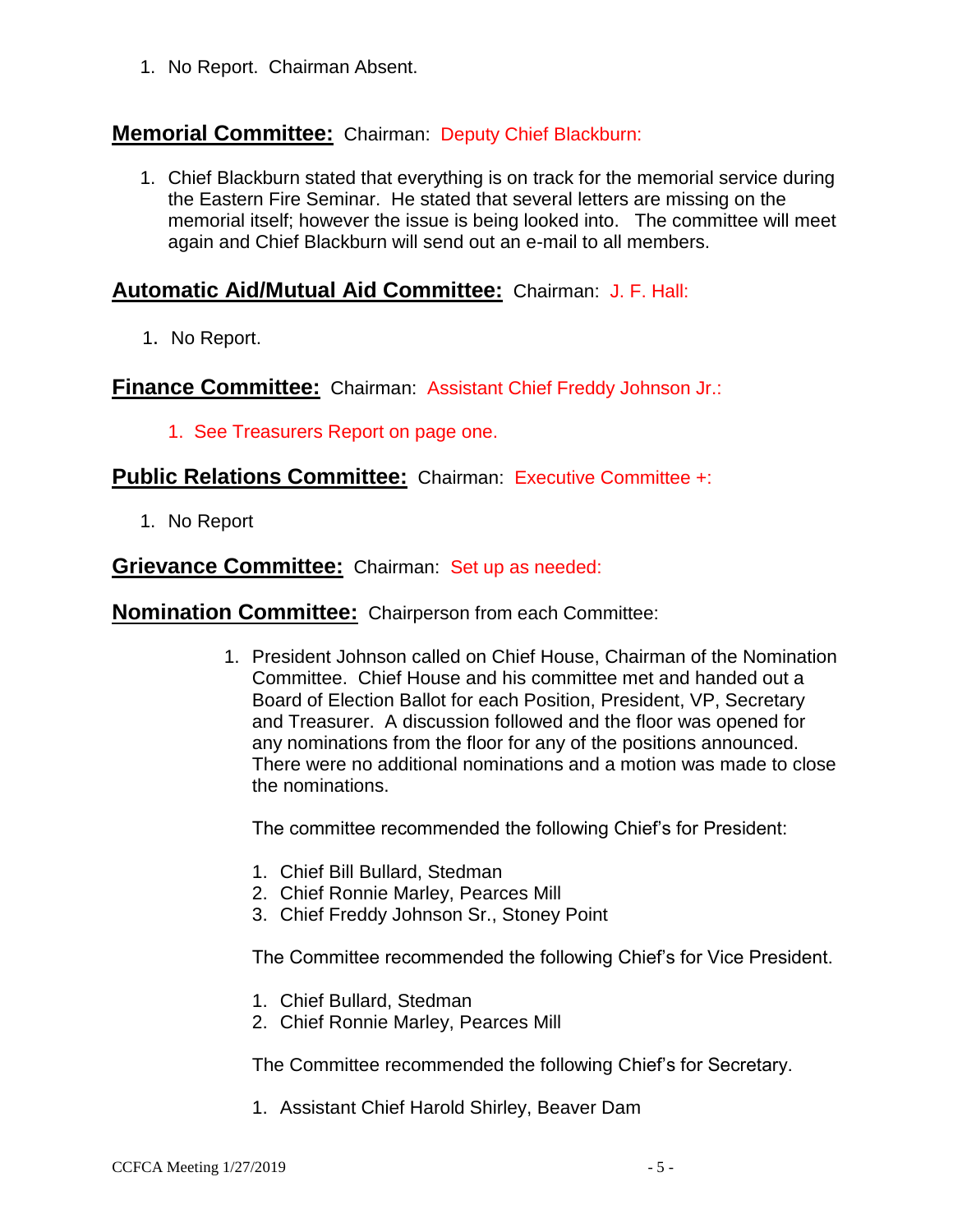1. No Report. Chairman Absent.

**Memorial Committee:** Chairman: Deputy Chief Blackburn:

1. Chief Blackburn stated that everything is on track for the memorial service during the Eastern Fire Seminar. He stated that several letters are missing on the memorial itself; however the issue is being looked into. The committee will meet again and Chief Blackburn will send out an e-mail to all members.

**Automatic Aid/Mutual Aid Committee:** Chairman: J. F. Hall:

1. No Report.

**Finance Committee:** Chairman: Assistant Chief Freddy Johnson Jr.:

1. See Treasurers Report on page one.

**Public Relations Committee:** Chairman: Executive Committee +:

1. No Report

**Grievance Committee:** Chairman: Set up as needed:

**Nomination Committee:** Chairperson from each Committee:

1. President Johnson called on Chief House, Chairman of the Nomination Committee. Chief House and his committee met and handed out a Board of Election Ballot for each Position, President, VP, Secretary and Treasurer. A discussion followed and the floor was opened for any nominations from the floor for any of the positions announced. There were no additional nominations and a motion was made to close the nominations.

   The committee recommended the following Chief's for President:

   1. Chief Bill Bullard, Stedman
   2. Chief Ronnie Marley, Pearces Mill
   3. Chief Freddy Johnson Sr., Stoney Point

   The Committee recommended the following Chief's for Vice President.

   1. Chief Bullard, Stedman
   2. Chief Ronnie Marley, Pearces Mill

   The Committee recommended the following Chief's for Secretary.

   1. Assistant Chief Harold Shirley, Beaver Dam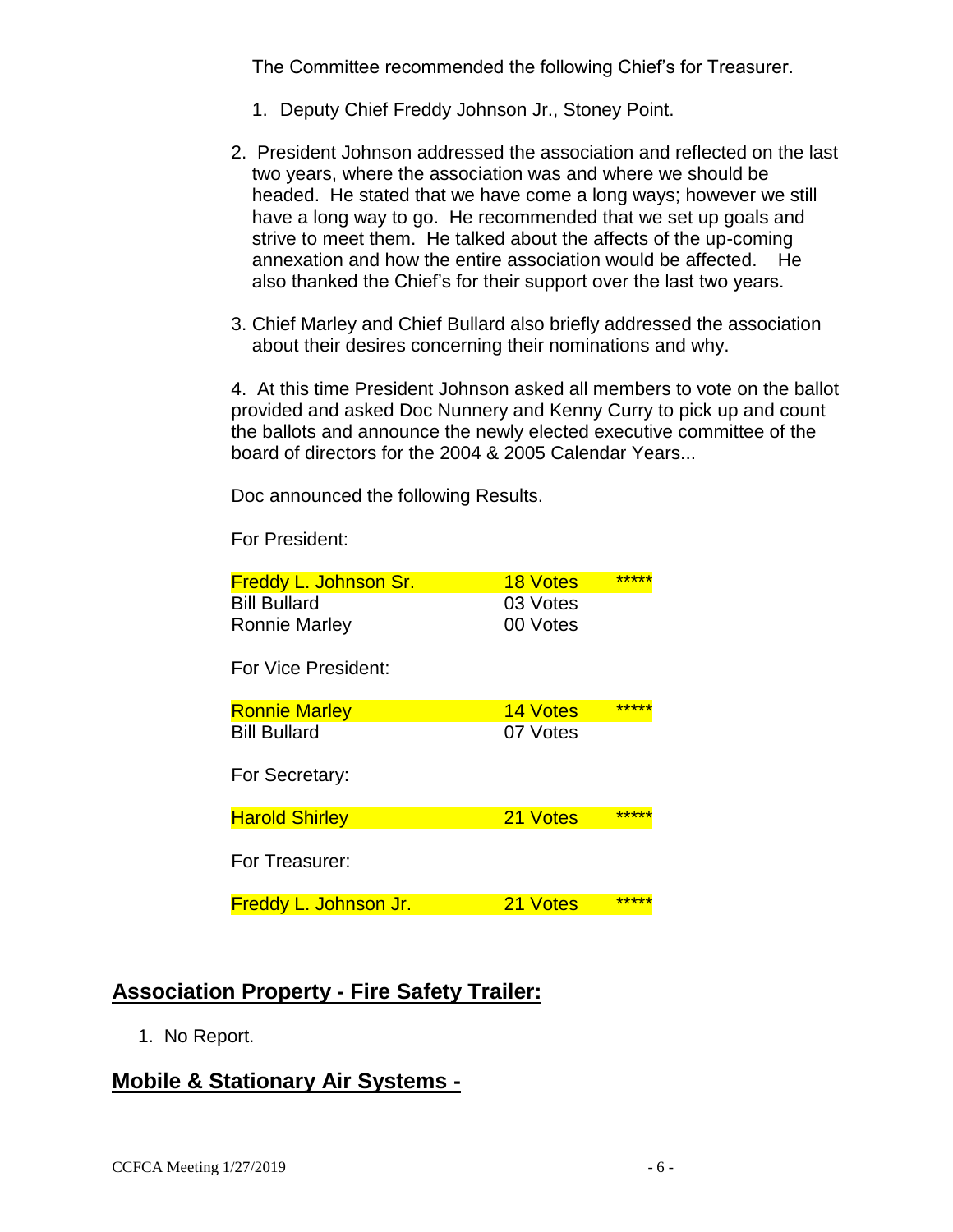The Committee recommended the following Chief's for Treasurer.

1. Deputy Chief Freddy Johnson Jr., Stoney Point.

2. President Johnson addressed the association and reflected on the last two years, where the association was and where we should be headed. He stated that we have come a long ways; however we still have a long way to go. He recommended that we set up goals and strive to meet them. He talked about the affects of the up-coming annexation and how the entire association would be affected. He also thanked the Chief's for their support over the last two years.

3. Chief Marley and Chief Bullard also briefly addressed the association about their desires concerning their nominations and why.

4. At this time President Johnson asked all members to vote on the ballot provided and asked Doc Nunnery and Kenny Curry to pick up and count the ballots and announce the newly elected executive committee of the board of directors for the 2004 & 2005 Calendar Years...

Doc announced the following Results.

For President:

| Freddy L. Johnson Sr. | 18 Votes | ***** |
|---|---|---|
| Bill Bullard | 03 Votes | |
| Ronnie Marley | 00 Votes | |

For Vice President:

| Ronnie Marley | 14 Votes | ***** |
|---|---|---|
| Bill Bullard | 07 Votes | |

For Secretary:

| Harold Shirley | 21 Votes | ***** |
|---|---|---|

For Treasurer:

| Freddy L. Johnson Jr. | 21 Votes | ***** |
|---|---|---|

## Association Property - Fire Safety Trailer:

1. No Report.

## Mobile & Stationary Air Systems -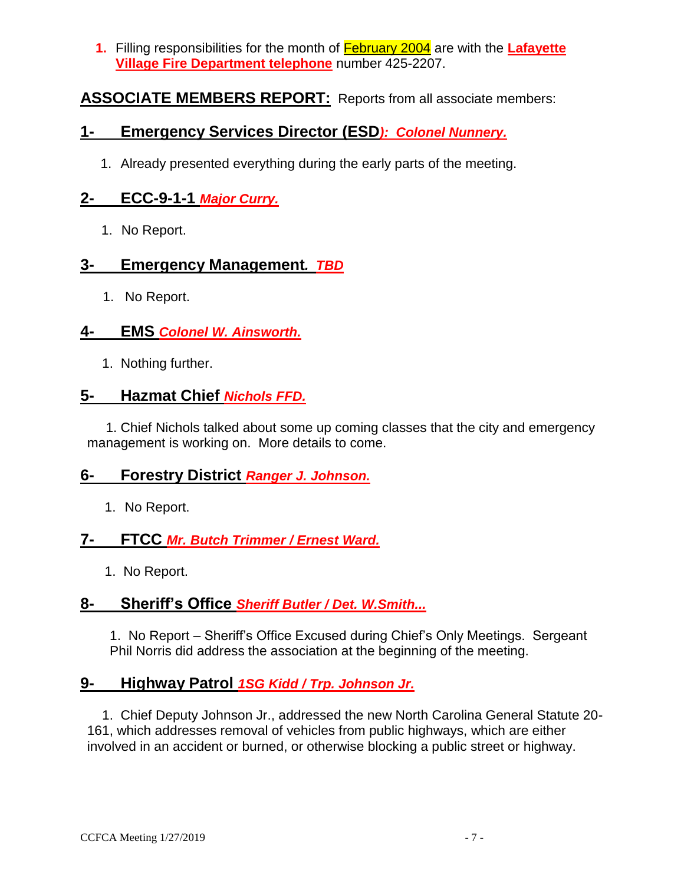1. Filling responsibilities for the month of February 2004 are with the **Lafayette Village Fire Department telephone** number 425-2207.

## ASSOCIATE MEMBERS REPORT: Reports from all associate members:

### 1- Emergency Services Director (ESD): *Colonel Nunnery.*

1. Already presented everything during the early parts of the meeting.

### 2- ECC-9-1-1 *Major Curry.*

1. No Report.

### 3- Emergency Management. *TBD*

1. No Report.

### 4- EMS *Colonel W. Ainsworth.*

1. Nothing further.

### 5- Hazmat Chief *Nichols FFD.*

1. Chief Nichols talked about some up coming classes that the city and emergency management is working on. More details to come.

### 6- Forestry District *Ranger J. Johnson.*

1. No Report.

### 7- FTCC *Mr. Butch Trimmer / Ernest Ward.*

1. No Report.

### 8- Sheriff's Office *Sheriff Butler / Det. W.Smith...*

1. No Report – Sheriff's Office Excused during Chief's Only Meetings. Sergeant Phil Norris did address the association at the beginning of the meeting.

### 9- Highway Patrol *1SG Kidd / Trp. Johnson Jr.*

1. Chief Deputy Johnson Jr., addressed the new North Carolina General Statute 20-161, which addresses removal of vehicles from public highways, which are either involved in an accident or burned, or otherwise blocking a public street or highway.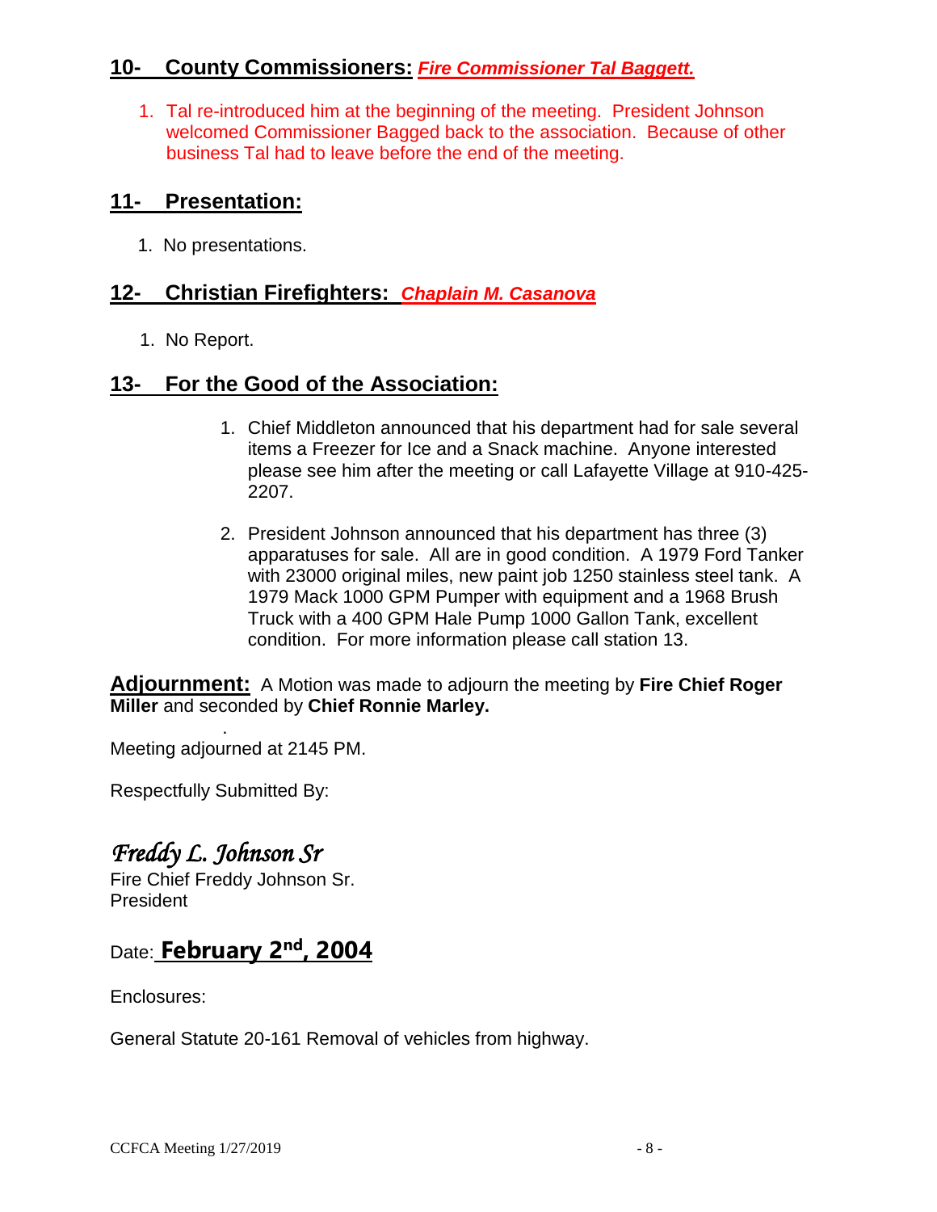## 10- County Commissioners: ***Fire Commissioner Tal Baggett.***

1. Tal re-introduced him at the beginning of the meeting. President Johnson welcomed Commissioner Bagged back to the association. Because of other business Tal had to leave before the end of the meeting.

## 11- Presentation:

1. No presentations.

## 12- Christian Firefighters: ***Chaplain M. Casanova***

1. No Report.

## 13- For the Good of the Association:

1. Chief Middleton announced that his department had for sale several items a Freezer for Ice and a Snack machine. Anyone interested please see him after the meeting or call Lafayette Village at 910-425-2207.

2. President Johnson announced that his department has three (3) apparatuses for sale. All are in good condition. A 1979 Ford Tanker with 23000 original miles, new paint job 1250 stainless steel tank. A 1979 Mack 1000 GPM Pumper with equipment and a 1968 Brush Truck with a 400 GPM Hale Pump 1000 Gallon Tank, excellent condition. For more information please call station 13.

**Adjournment:** A Motion was made to adjourn the meeting by **Fire Chief Roger Miller** and seconded by **Chief Ronnie Marley.**

Meeting adjourned at 2145 PM.

Respectfully Submitted By:

*Freddy L. Johnson Sr*

Fire Chief Freddy Johnson Sr.
President

Date: **February 2nd, 2004**

Enclosures:

General Statute 20-161 Removal of vehicles from highway.